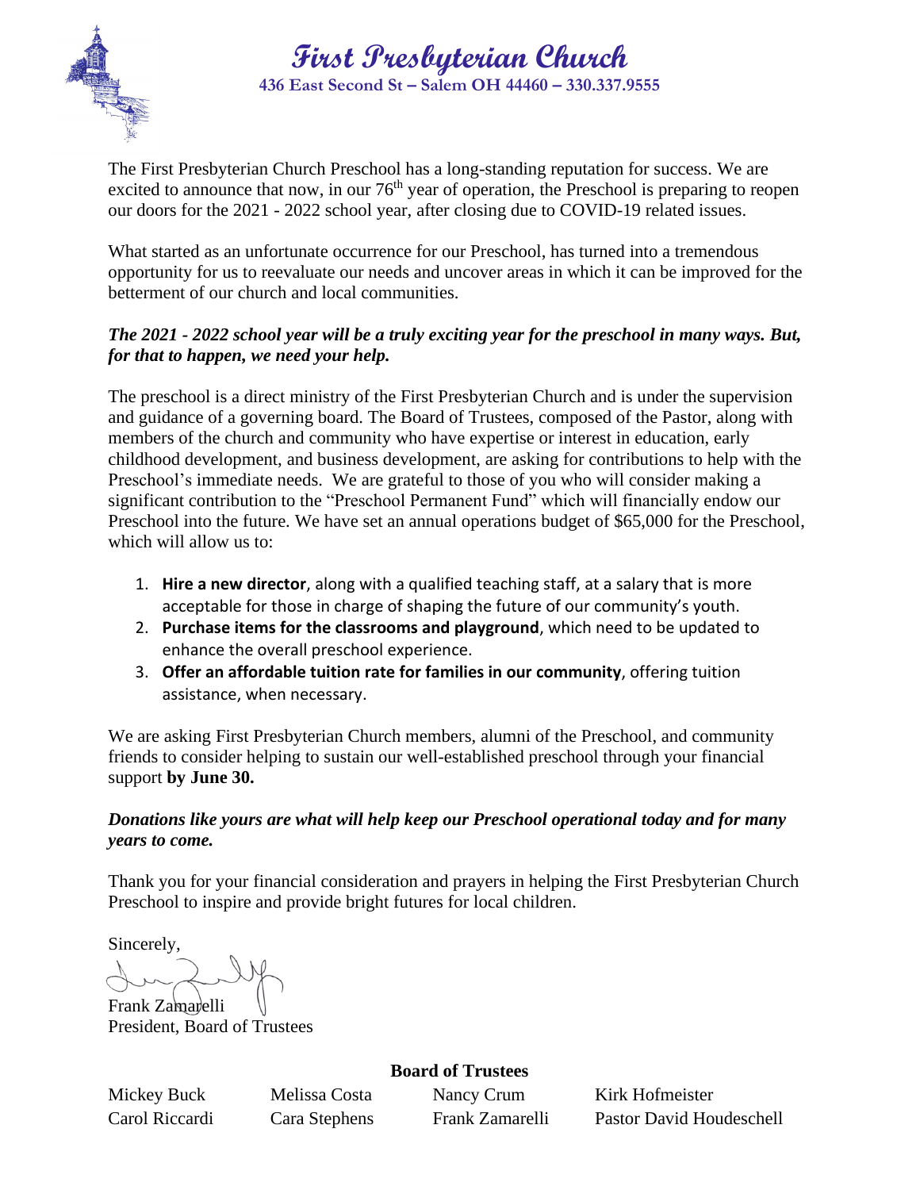# First Presbyterian Church

**436 East Second St – Salem OH 44460 – 330.337.9555**

The First Presbyterian Church Preschool has a long-standing reputation for success. We are excited to announce that now, in our 76th year of operation, the Preschool is preparing to reopen our doors for the 2021 - 2022 school year, after closing due to COVID-19 related issues.

What started as an unfortunate occurrence for our Preschool, has turned into a tremendous opportunity for us to reevaluate our needs and uncover areas in which it can be improved for the betterment of our church and local communities.

***The 2021 - 2022 school year will be a truly exciting year for the preschool in many ways. But, for that to happen, we need your help.***

The preschool is a direct ministry of the First Presbyterian Church and is under the supervision and guidance of a governing board. The Board of Trustees, composed of the Pastor, along with members of the church and community who have expertise or interest in education, early childhood development, and business development, are asking for contributions to help with the Preschool's immediate needs. We are grateful to those of you who will consider making a significant contribution to the "Preschool Permanent Fund" which will financially endow our Preschool into the future. We have set an annual operations budget of $65,000 for the Preschool, which will allow us to:

1. **Hire a new director**, along with a qualified teaching staff, at a salary that is more acceptable for those in charge of shaping the future of our community's youth.
2. **Purchase items for the classrooms and playground**, which need to be updated to enhance the overall preschool experience.
3. **Offer an affordable tuition rate for families in our community**, offering tuition assistance, when necessary.

We are asking First Presbyterian Church members, alumni of the Preschool, and community friends to consider helping to sustain our well-established preschool through your financial support **by June 30.**

***Donations like yours are what will help keep our Preschool operational today and for many years to come.***

Thank you for your financial consideration and prayers in helping the First Presbyterian Church Preschool to inspire and provide bright futures for local children.

Sincerely,

Frank Zamarelli
President, Board of Trustees

**Board of Trustees**

| | | | |
|---|---|---|---|
| Mickey Buck | Melissa Costa | Nancy Crum | Kirk Hofmeister |
| Carol Riccardi | Cara Stephens | Frank Zamarelli | Pastor David Houdeschell |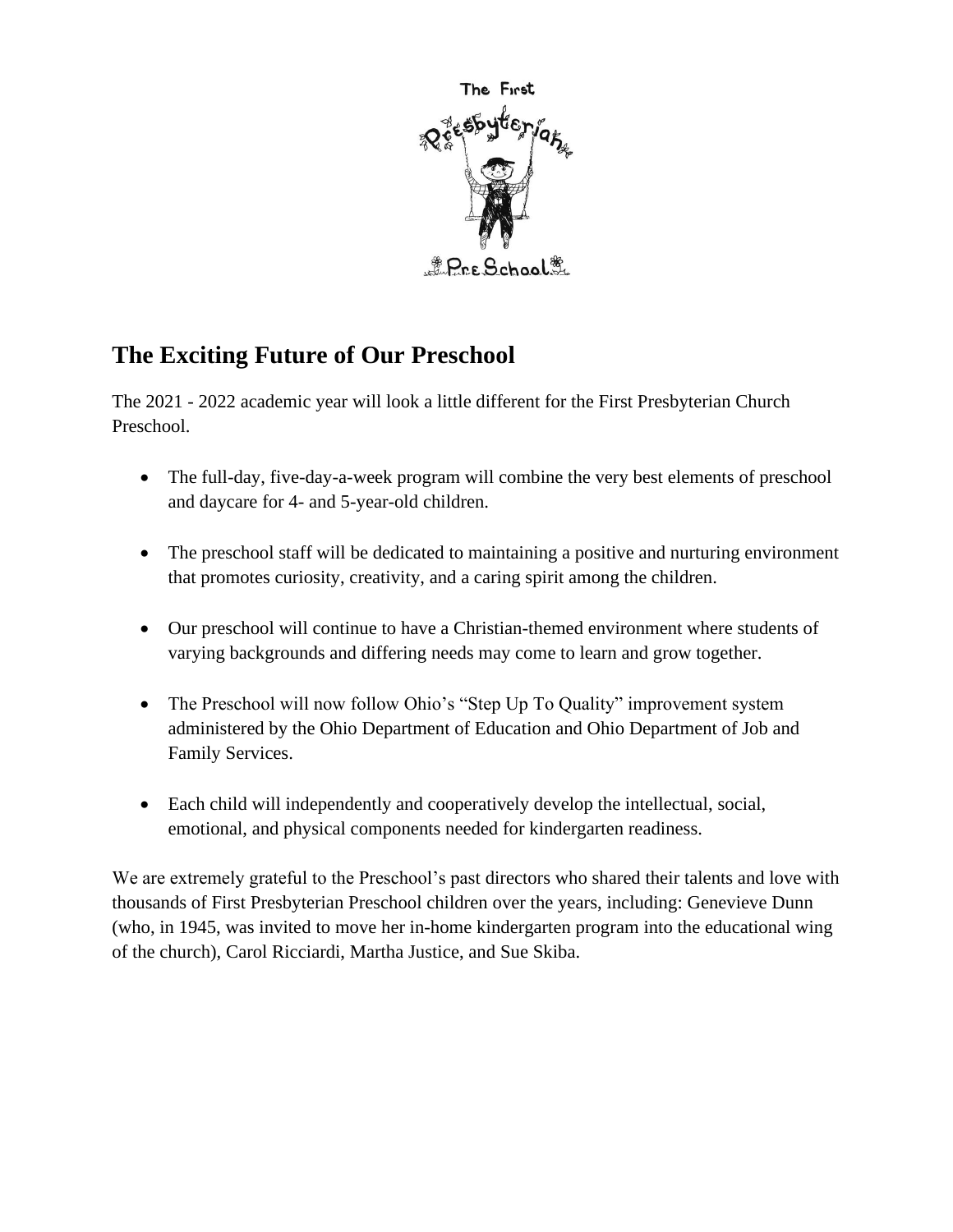## The Exciting Future of Our Preschool

The 2021 - 2022 academic year will look a little different for the First Presbyterian Church Preschool.

- The full-day, five-day-a-week program will combine the very best elements of preschool and daycare for 4- and 5-year-old children.
- The preschool staff will be dedicated to maintaining a positive and nurturing environment that promotes curiosity, creativity, and a caring spirit among the children.
- Our preschool will continue to have a Christian-themed environment where students of varying backgrounds and differing needs may come to learn and grow together.
- The Preschool will now follow Ohio's "Step Up To Quality" improvement system administered by the Ohio Department of Education and Ohio Department of Job and Family Services.
- Each child will independently and cooperatively develop the intellectual, social, emotional, and physical components needed for kindergarten readiness.

We are extremely grateful to the Preschool's past directors who shared their talents and love with thousands of First Presbyterian Preschool children over the years, including: Genevieve Dunn (who, in 1945, was invited to move her in-home kindergarten program into the educational wing of the church), Carol Ricciardi, Martha Justice, and Sue Skiba.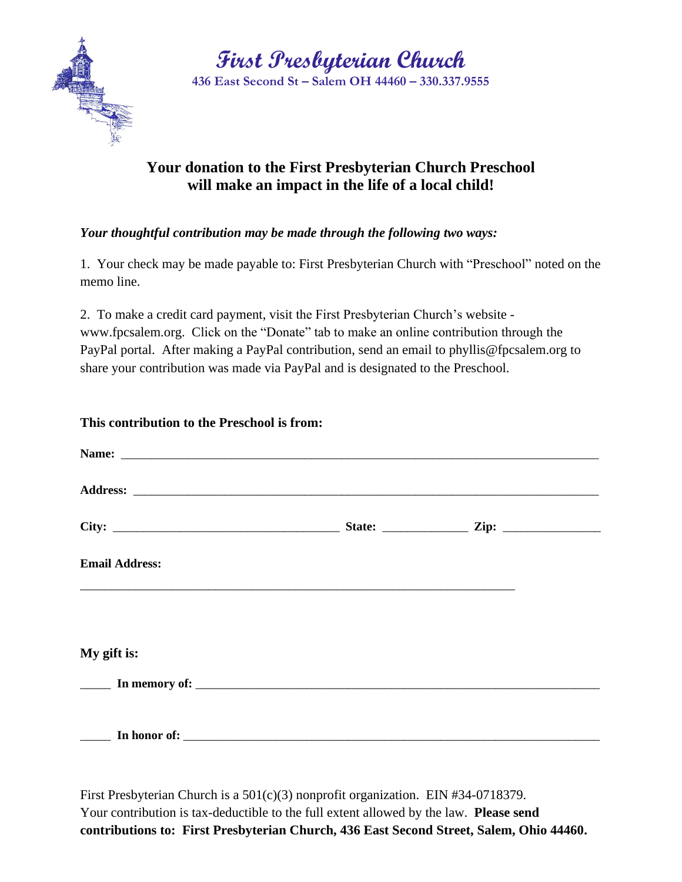# First Presbyterian Church

**436 East Second St – Salem OH 44460 – 330.337.9555**

## Your donation to the First Presbyterian Church Preschool will make an impact in the life of a local child!

***Your thoughtful contribution may be made through the following two ways:***

1. Your check may be made payable to: First Presbyterian Church with "Preschool" noted on the memo line.

2. To make a credit card payment, visit the First Presbyterian Church's website - www.fpcsalem.org. Click on the "Donate" tab to make an online contribution through the PayPal portal. After making a PayPal contribution, send an email to phyllis@fpcsalem.org to share your contribution was made via PayPal and is designated to the Preschool.

**This contribution to the Preschool is from:**

**Name:** ______________________________________________________________________________

**Address:** ____________________________________________________________________________

**City:** ____________________________________ **State:** _____________ **Zip:** _______________

**Email Address:**

______________________________________________________________________

**My gift is:**

_____ **In memory of:** _________________________________________________________________

_____ **In honor of:** ___________________________________________________________________

First Presbyterian Church is a 501(c)(3) nonprofit organization. EIN #34-0718379.
Your contribution is tax-deductible to the full extent allowed by the law. **Please send contributions to: First Presbyterian Church, 436 East Second Street, Salem, Ohio 44460.**